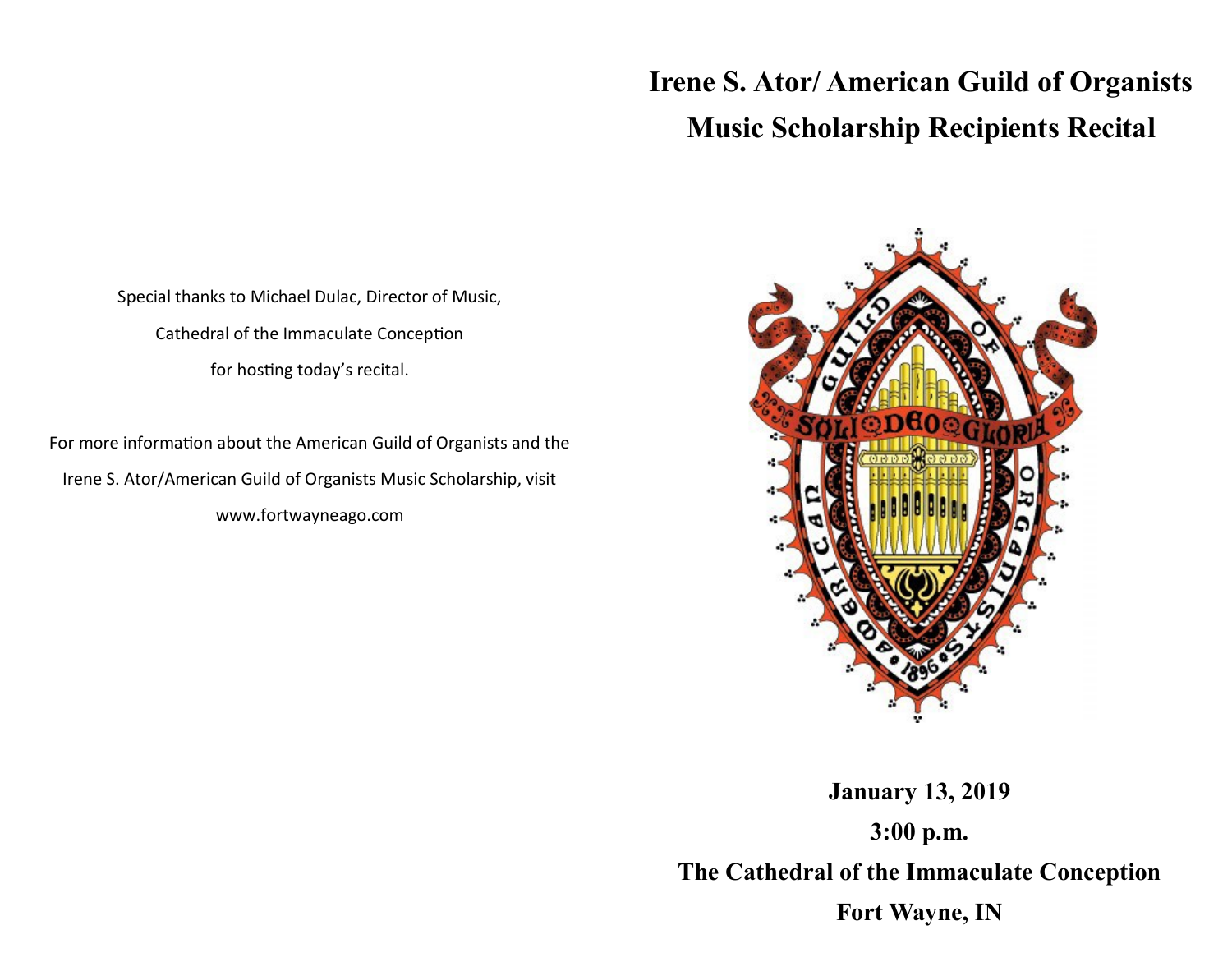Special thanks to Michael Dulac, Director of Music,

Cathedral of the Immaculate Conception

for hosting today's recital.

For more information about the American Guild of Organists and the Irene S. Ator/American Guild of Organists Music Scholarship, visit www.fortwayneago.com

# Irene S. Ator/ American Guild of Organists Music Scholarship Recipients Recital

**January 13, 2019**

**3:00 p.m.**

**The Cathedral of the Immaculate Conception**

**Fort Wayne, IN**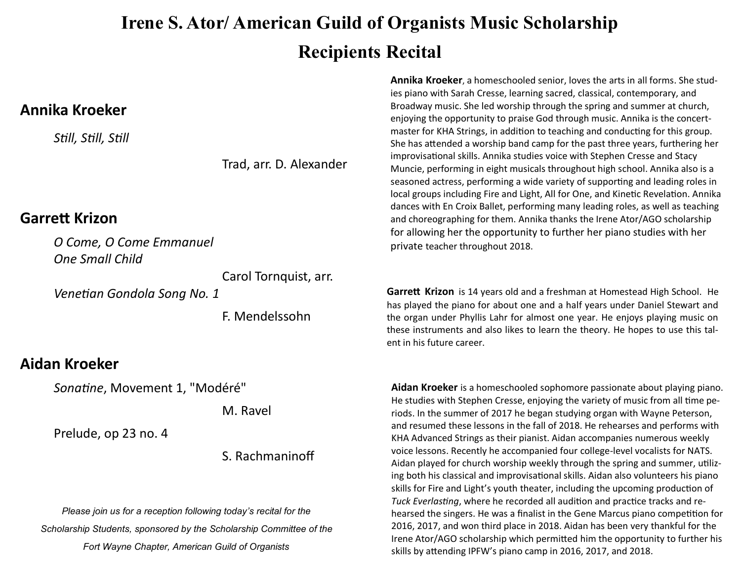# Irene S. Ator/ American Guild of Organists Music Scholarship Recipients Recital

## Annika Kroeker

*Still, Still, Still*

Trad, arr. D. Alexander

## Garrett Krizon

*O Come, O Come Emmanuel*
*One Small Child*

Carol Tornquist, arr.

*Venetian Gondola Song No. 1*

F. Mendelssohn

## Aidan Kroeker

*Sonatine*, Movement 1, "Modéré"

M. Ravel

Prelude, op 23 no. 4

S. Rachmaninoff

*Please join us for a reception following today's recital for the Scholarship Students, sponsored by the Scholarship Committee of the Fort Wayne Chapter, American Guild of Organists*

**Annika Kroeker**, a homeschooled senior, loves the arts in all forms. She studies piano with Sarah Cresse, learning sacred, classical, contemporary, and Broadway music. She led worship through the spring and summer at church, enjoying the opportunity to praise God through music. Annika is the concertmaster for KHA Strings, in addition to teaching and conducting for this group. She has attended a worship band camp for the past three years, furthering her improvisational skills. Annika studies voice with Stephen Cresse and Stacy Muncie, performing in eight musicals throughout high school. Annika also is a seasoned actress, performing a wide variety of supporting and leading roles in local groups including Fire and Light, All for One, and Kinetic Revelation. Annika dances with En Croix Ballet, performing many leading roles, as well as teaching and choreographing for them. Annika thanks the Irene Ator/AGO scholarship for allowing her the opportunity to further her piano studies with her private teacher throughout 2018.

**Garrett Krizon** is 14 years old and a freshman at Homestead High School. He has played the piano for about one and a half years under Daniel Stewart and the organ under Phyllis Lahr for almost one year. He enjoys playing music on these instruments and also likes to learn the theory. He hopes to use this talent in his future career.

**Aidan Kroeker** is a homeschooled sophomore passionate about playing piano. He studies with Stephen Cresse, enjoying the variety of music from all time periods. In the summer of 2017 he began studying organ with Wayne Peterson, and resumed these lessons in the fall of 2018. He rehearses and performs with KHA Advanced Strings as their pianist. Aidan accompanies numerous weekly voice lessons. Recently he accompanied four college-level vocalists for NATS. Aidan played for church worship weekly through the spring and summer, utilizing both his classical and improvisational skills. Aidan also volunteers his piano skills for Fire and Light's youth theater, including the upcoming production of *Tuck Everlasting*, where he recorded all audition and practice tracks and rehearsed the singers. He was a finalist in the Gene Marcus piano competition for 2016, 2017, and won third place in 2018. Aidan has been very thankful for the Irene Ator/AGO scholarship which permitted him the opportunity to further his skills by attending IPFW's piano camp in 2016, 2017, and 2018.